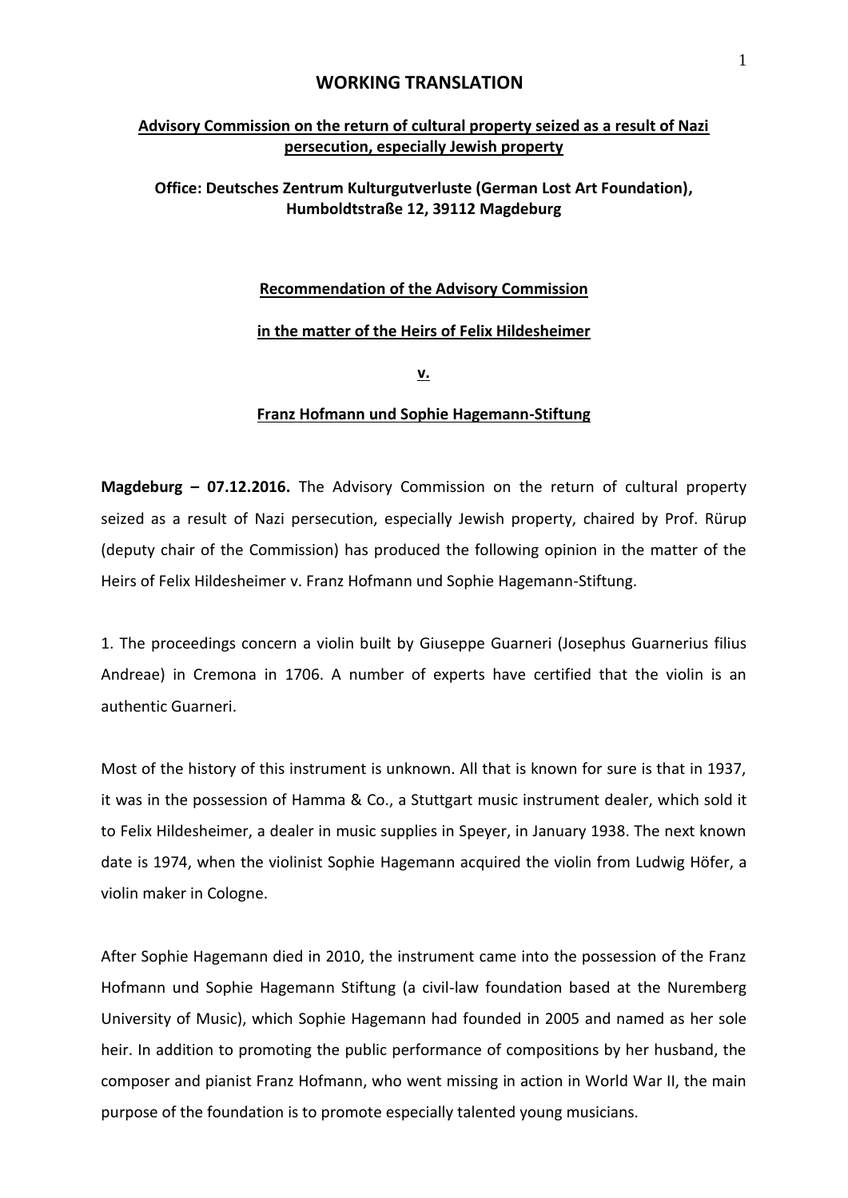# WORKING TRANSLATION

## Advisory Commission on the return of cultural property seized as a result of Nazi persecution, especially Jewish property

**Office: Deutsches Zentrum Kulturgutverluste (German Lost Art Foundation), Humboldtstraße 12, 39112 Magdeburg**

### Recommendation of the Advisory Commission

### in the matter of the Heirs of Felix Hildesheimer

### v.

### Franz Hofmann und Sophie Hagemann-Stiftung

**Magdeburg – 07.12.2016.** The Advisory Commission on the return of cultural property seized as a result of Nazi persecution, especially Jewish property, chaired by Prof. Rürup (deputy chair of the Commission) has produced the following opinion in the matter of the Heirs of Felix Hildesheimer v. Franz Hofmann und Sophie Hagemann-Stiftung.

1. The proceedings concern a violin built by Giuseppe Guarneri (Josephus Guarnerius filius Andreae) in Cremona in 1706. A number of experts have certified that the violin is an authentic Guarneri.

Most of the history of this instrument is unknown. All that is known for sure is that in 1937, it was in the possession of Hamma & Co., a Stuttgart music instrument dealer, which sold it to Felix Hildesheimer, a dealer in music supplies in Speyer, in January 1938. The next known date is 1974, when the violinist Sophie Hagemann acquired the violin from Ludwig Höfer, a violin maker in Cologne.

After Sophie Hagemann died in 2010, the instrument came into the possession of the Franz Hofmann und Sophie Hagemann Stiftung (a civil-law foundation based at the Nuremberg University of Music), which Sophie Hagemann had founded in 2005 and named as her sole heir. In addition to promoting the public performance of compositions by her husband, the composer and pianist Franz Hofmann, who went missing in action in World War II, the main purpose of the foundation is to promote especially talented young musicians.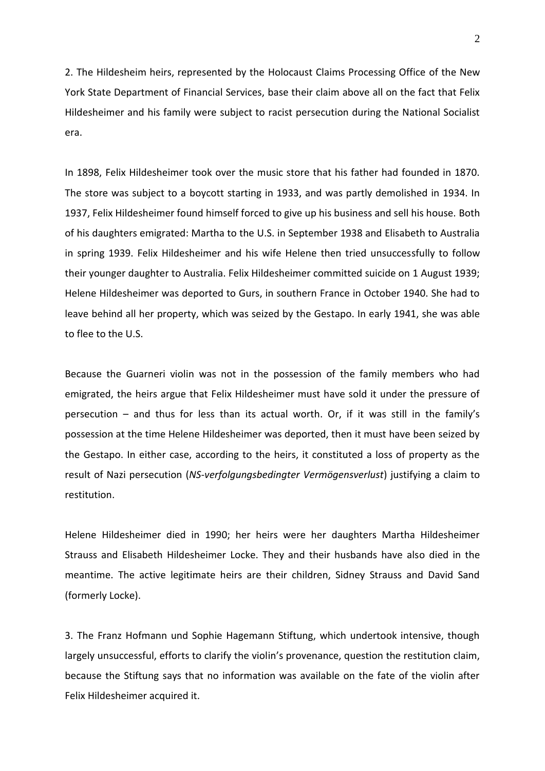2. The Hildesheim heirs, represented by the Holocaust Claims Processing Office of the New York State Department of Financial Services, base their claim above all on the fact that Felix Hildesheimer and his family were subject to racist persecution during the National Socialist era.

In 1898, Felix Hildesheimer took over the music store that his father had founded in 1870. The store was subject to a boycott starting in 1933, and was partly demolished in 1934. In 1937, Felix Hildesheimer found himself forced to give up his business and sell his house. Both of his daughters emigrated: Martha to the U.S. in September 1938 and Elisabeth to Australia in spring 1939. Felix Hildesheimer and his wife Helene then tried unsuccessfully to follow their younger daughter to Australia. Felix Hildesheimer committed suicide on 1 August 1939; Helene Hildesheimer was deported to Gurs, in southern France in October 1940. She had to leave behind all her property, which was seized by the Gestapo. In early 1941, she was able to flee to the U.S.

Because the Guarneri violin was not in the possession of the family members who had emigrated, the heirs argue that Felix Hildesheimer must have sold it under the pressure of persecution – and thus for less than its actual worth. Or, if it was still in the family's possession at the time Helene Hildesheimer was deported, then it must have been seized by the Gestapo. In either case, according to the heirs, it constituted a loss of property as the result of Nazi persecution (*NS-verfolgungsbedingter Vermögensverlust*) justifying a claim to restitution.

Helene Hildesheimer died in 1990; her heirs were her daughters Martha Hildesheimer Strauss and Elisabeth Hildesheimer Locke. They and their husbands have also died in the meantime. The active legitimate heirs are their children, Sidney Strauss and David Sand (formerly Locke).

3. The Franz Hofmann und Sophie Hagemann Stiftung, which undertook intensive, though largely unsuccessful, efforts to clarify the violin's provenance, question the restitution claim, because the Stiftung says that no information was available on the fate of the violin after Felix Hildesheimer acquired it.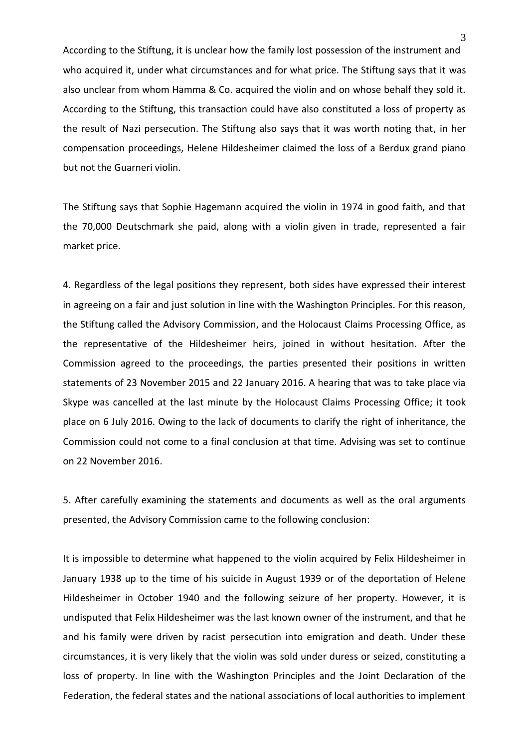According to the Stiftung, it is unclear how the family lost possession of the instrument and who acquired it, under what circumstances and for what price. The Stiftung says that it was also unclear from whom Hamma & Co. acquired the violin and on whose behalf they sold it. According to the Stiftung, this transaction could have also constituted a loss of property as the result of Nazi persecution. The Stiftung also says that it was worth noting that, in her compensation proceedings, Helene Hildesheimer claimed the loss of a Berdux grand piano but not the Guarneri violin.

The Stiftung says that Sophie Hagemann acquired the violin in 1974 in good faith, and that the 70,000 Deutschmark she paid, along with a violin given in trade, represented a fair market price.

4. Regardless of the legal positions they represent, both sides have expressed their interest in agreeing on a fair and just solution in line with the Washington Principles. For this reason, the Stiftung called the Advisory Commission, and the Holocaust Claims Processing Office, as the representative of the Hildesheimer heirs, joined in without hesitation. After the Commission agreed to the proceedings, the parties presented their positions in written statements of 23 November 2015 and 22 January 2016. A hearing that was to take place via Skype was cancelled at the last minute by the Holocaust Claims Processing Office; it took place on 6 July 2016. Owing to the lack of documents to clarify the right of inheritance, the Commission could not come to a final conclusion at that time. Advising was set to continue on 22 November 2016.

5. After carefully examining the statements and documents as well as the oral arguments presented, the Advisory Commission came to the following conclusion:

It is impossible to determine what happened to the violin acquired by Felix Hildesheimer in January 1938 up to the time of his suicide in August 1939 or of the deportation of Helene Hildesheimer in October 1940 and the following seizure of her property. However, it is undisputed that Felix Hildesheimer was the last known owner of the instrument, and that he and his family were driven by racist persecution into emigration and death. Under these circumstances, it is very likely that the violin was sold under duress or seized, constituting a loss of property. In line with the Washington Principles and the Joint Declaration of the Federation, the federal states and the national associations of local authorities to implement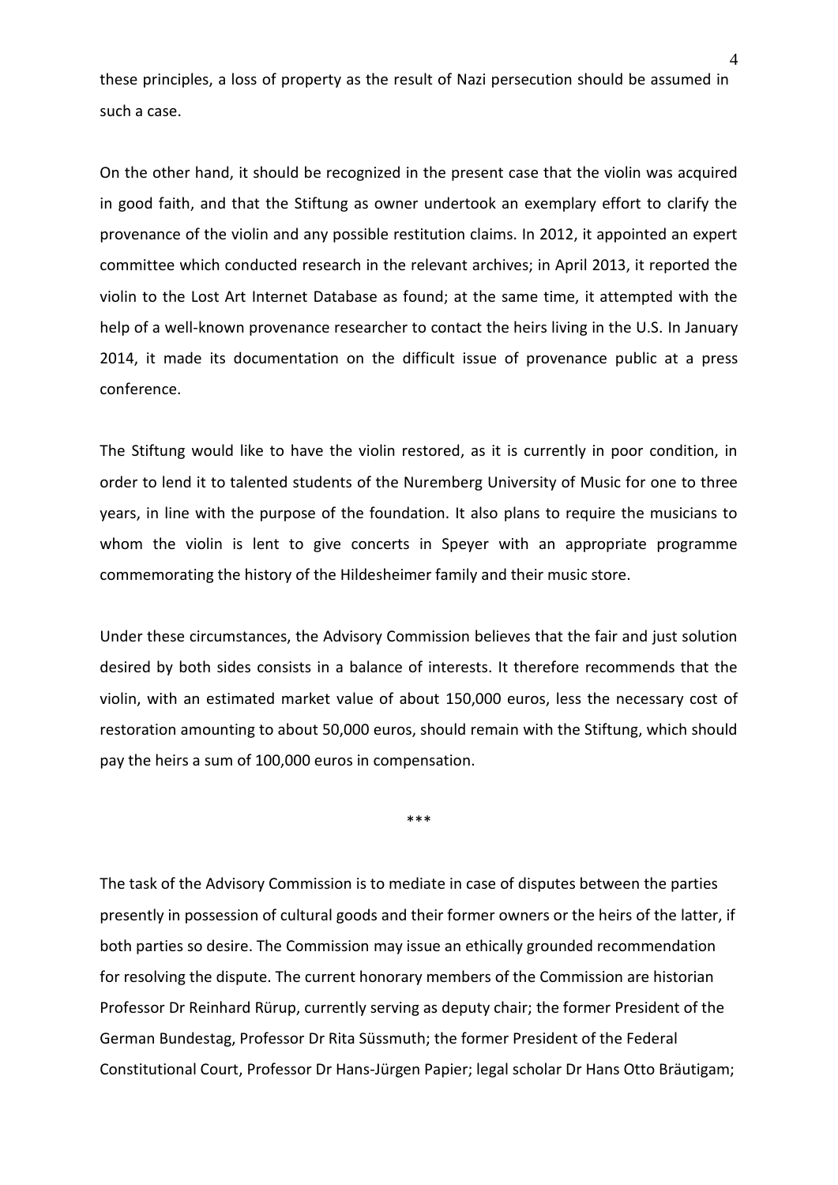these principles, a loss of property as the result of Nazi persecution should be assumed in such a case.

On the other hand, it should be recognized in the present case that the violin was acquired in good faith, and that the Stiftung as owner undertook an exemplary effort to clarify the provenance of the violin and any possible restitution claims. In 2012, it appointed an expert committee which conducted research in the relevant archives; in April 2013, it reported the violin to the Lost Art Internet Database as found; at the same time, it attempted with the help of a well-known provenance researcher to contact the heirs living in the U.S. In January 2014, it made its documentation on the difficult issue of provenance public at a press conference.

The Stiftung would like to have the violin restored, as it is currently in poor condition, in order to lend it to talented students of the Nuremberg University of Music for one to three years, in line with the purpose of the foundation. It also plans to require the musicians to whom the violin is lent to give concerts in Speyer with an appropriate programme commemorating the history of the Hildesheimer family and their music store.

Under these circumstances, the Advisory Commission believes that the fair and just solution desired by both sides consists in a balance of interests. It therefore recommends that the violin, with an estimated market value of about 150,000 euros, less the necessary cost of restoration amounting to about 50,000 euros, should remain with the Stiftung, which should pay the heirs a sum of 100,000 euros in compensation.

***

The task of the Advisory Commission is to mediate in case of disputes between the parties presently in possession of cultural goods and their former owners or the heirs of the latter, if both parties so desire. The Commission may issue an ethically grounded recommendation for resolving the dispute. The current honorary members of the Commission are historian Professor Dr Reinhard Rürup, currently serving as deputy chair; the former President of the German Bundestag, Professor Dr Rita Süssmuth; the former President of the Federal Constitutional Court, Professor Dr Hans-Jürgen Papier; legal scholar Dr Hans Otto Bräutigam;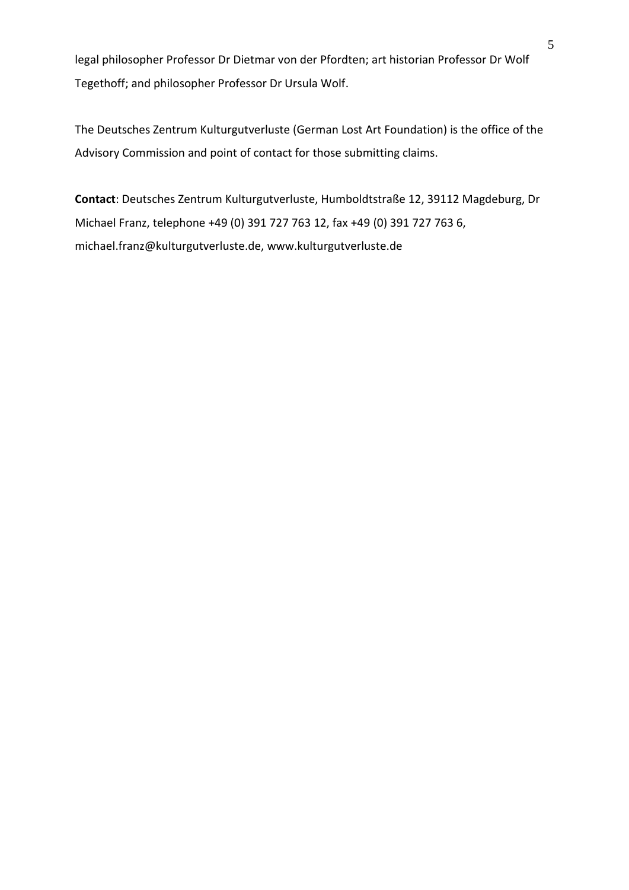legal philosopher Professor Dr Dietmar von der Pfordten; art historian Professor Dr Wolf Tegethoff; and philosopher Professor Dr Ursula Wolf.

The Deutsches Zentrum Kulturgutverluste (German Lost Art Foundation) is the office of the Advisory Commission and point of contact for those submitting claims.

**Contact**: Deutsches Zentrum Kulturgutverluste, Humboldtstraße 12, 39112 Magdeburg, Dr Michael Franz, telephone +49 (0) 391 727 763 12, fax +49 (0) 391 727 763 6, michael.franz@kulturgutverluste.de, www.kulturgutverluste.de